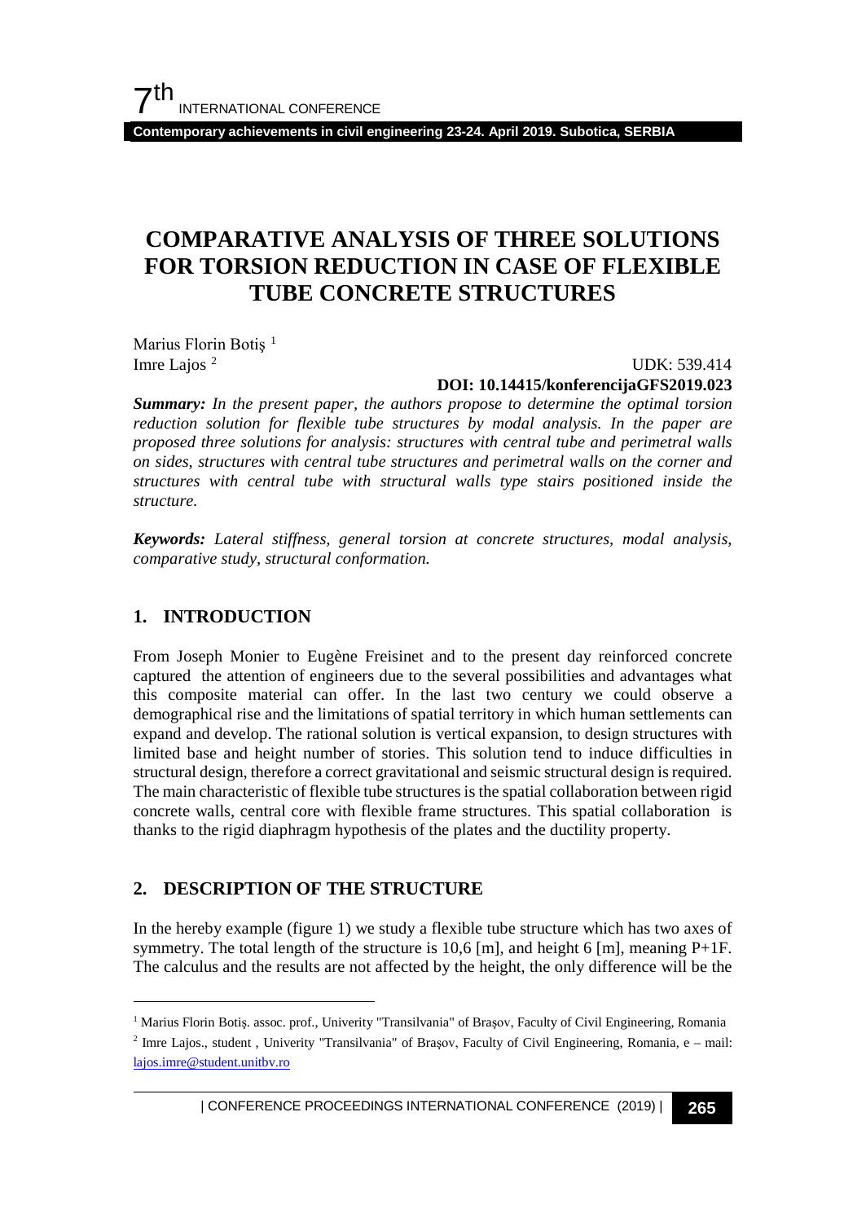# COMPARATIVE ANALYSIS OF THREE SOLUTIONS FOR TORSION REDUCTION IN CASE OF FLEXIBLE TUBE CONCRETE STRUCTURES

Marius Florin Botiş [1]
Imre Lajos [2]

UDK: 539.414
**DOI: 10.14415/konferencijaGFS2019.023**

***Summary:*** *In the present paper, the authors propose to determine the optimal torsion reduction solution for flexible tube structures by modal analysis. In the paper are proposed three solutions for analysis: structures with central tube and perimetral walls on sides, structures with central tube structures and perimetral walls on the corner and structures with central tube with structural walls type stairs positioned inside the structure.*

***Keywords:*** *Lateral stiffness, general torsion at concrete structures, modal analysis, comparative study, structural conformation.*

## 1. INTRODUCTION

From Joseph Monier to Eugène Freisinet and to the present day reinforced concrete captured the attention of engineers due to the several possibilities and advantages what this composite material can offer. In the last two century we could observe a demographical rise and the limitations of spatial territory in which human settlements can expand and develop. The rational solution is vertical expansion, to design structures with limited base and height number of stories. This solution tend to induce difficulties in structural design, therefore a correct gravitational and seismic structural design is required. The main characteristic of flexible tube structures is the spatial collaboration between rigid concrete walls, central core with flexible frame structures. This spatial collaboration is thanks to the rigid diaphragm hypothesis of the plates and the ductility property.

## 2. DESCRIPTION OF THE STRUCTURE

In the hereby example (figure 1) we study a flexible tube structure which has two axes of symmetry. The total length of the structure is 10,6 [m], and height 6 [m], meaning P+1F. The calculus and the results are not affected by the height, the only difference will be the

---

[1] Marius Florin Botiş. assoc. prof., Univerity "Transilvania" of Braşov, Faculty of Civil Engineering, Romania

[2] Imre Lajos., student , Univerity "Transilvania" of Braşov, Faculty of Civil Engineering, Romania, e – mail: lajos.imre@student.unitbv.ro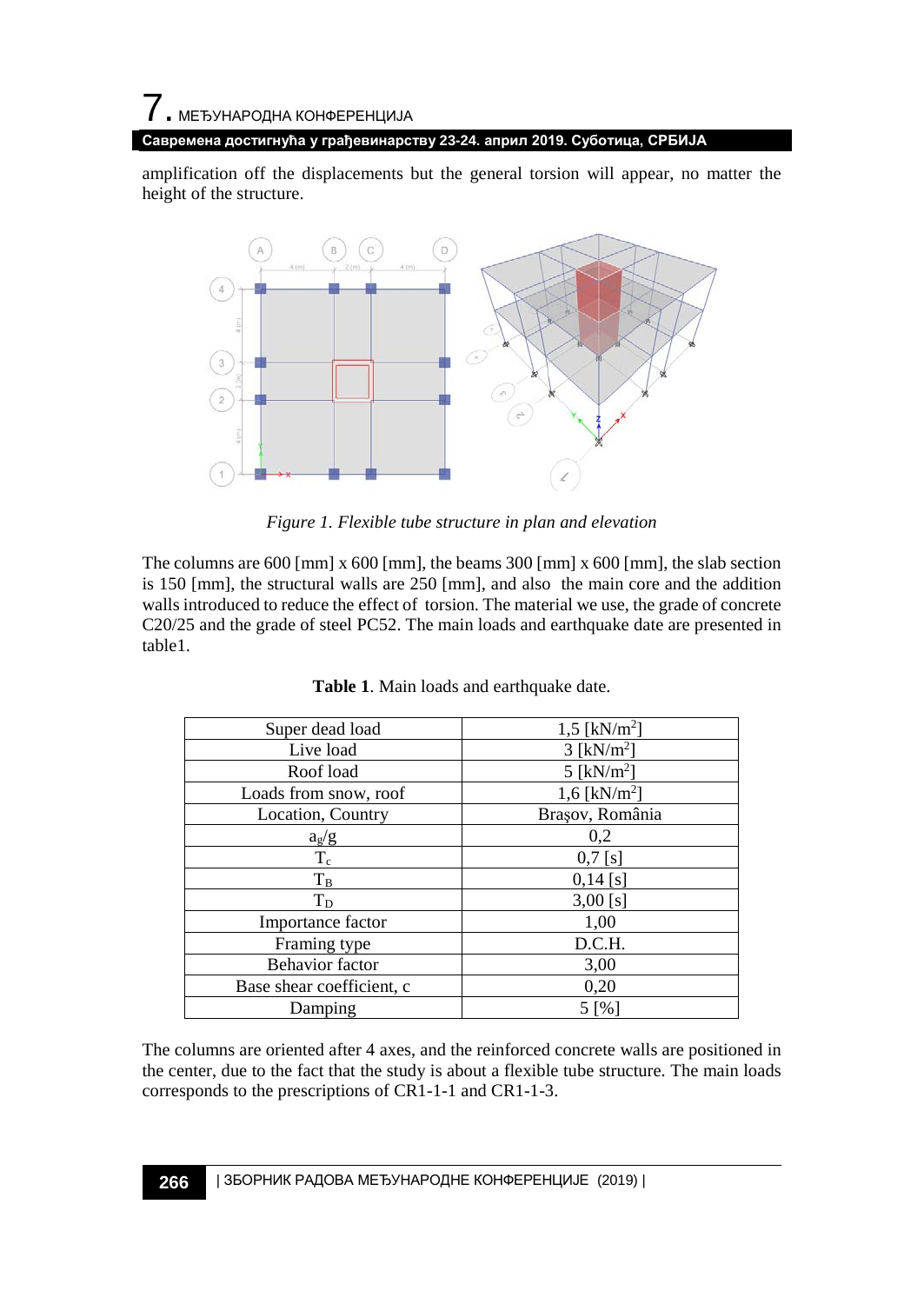amplification off the displacements but the general torsion will appear, no matter the height of the structure.

*Figure 1. Flexible tube structure in plan and elevation*

The columns are 600 [mm] x 600 [mm], the beams 300 [mm] x 600 [mm], the slab section is 150 [mm], the structural walls are 250 [mm], and also the main core and the addition walls introduced to reduce the effect of torsion. The material we use, the grade of concrete C20/25 and the grade of steel PC52. The main loads and earthquake date are presented in table1.

**Table 1**. Main loads and earthquake date.

| | |
|---|---|
| Super dead load | 1,5 [kN/m$^2$] |
| Live load | 3 [kN/m$^2$] |
| Roof load | 5 [kN/m$^2$] |
| Loads from snow, roof | 1,6 [kN/m$^2$] |
| Location, Country | Brașov, România |
| $a_g/g$ | 0,2 |
| $T_c$ | 0,7 [s] |
| $T_B$ | 0,14 [s] |
| $T_D$ | 3,00 [s] |
| Importance factor | 1,00 |
| Framing type | D.C.H. |
| Behavior factor | 3,00 |
| Base shear coefficient, c | 0,20 |
| Damping | 5 [%] |

The columns are oriented after 4 axes, and the reinforced concrete walls are positioned in the center, due to the fact that the study is about a flexible tube structure. The main loads corresponds to the prescriptions of CR1-1-1 and CR1-1-3.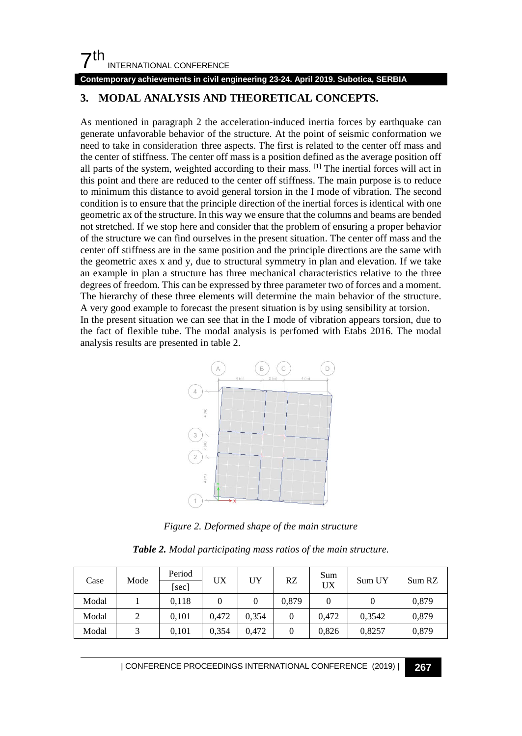## 3. MODAL ANALYSIS AND THEORETICAL CONCEPTS.

As mentioned in paragraph 2 the acceleration-induced inertia forces by earthquake can generate unfavorable behavior of the structure. At the point of seismic conformation we need to take in consideration three aspects. The first is related to the center off mass and the center of stiffness. The center off mass is a position defined as the average position off all parts of the system, weighted according to their mass. [1] The inertial forces will act in this point and there are reduced to the center off stiffness. The main purpose is to reduce to minimum this distance to avoid general torsion in the I mode of vibration. The second condition is to ensure that the principle direction of the inertial forces is identical with one geometric ax of the structure. In this way we ensure that the columns and beams are bended not stretched. If we stop here and consider that the problem of ensuring a proper behavior of the structure we can find ourselves in the present situation. The center off mass and the center off stiffness are in the same position and the principle directions are the same with the geometric axes x and y, due to structural symmetry in plan and elevation. If we take an example in plan a structure has three mechanical characteristics relative to the three degrees of freedom. This can be expressed by three parameter two of forces and a moment. The hierarchy of these three elements will determine the main behavior of the structure. A very good example to forecast the present situation is by using sensibility at torsion.
In the present situation we can see that in the I mode of vibration appears torsion, due to the fact of flexible tube. The modal analysis is perfomed with Etabs 2016. The modal analysis results are presented in table 2.

*Figure 2. Deformed shape of the main structure*

***Table 2.** Modal participating mass ratios of the main structure.*

| Case | Mode | Period [sec] | UX | UY | RZ | Sum UX | Sum UY | Sum RZ |
|---|---|---|---|---|---|---|---|---|
| Modal | 1 | 0,118 | 0 | 0 | 0,879 | 0 | 0 | 0,879 |
| Modal | 2 | 0,101 | 0,472 | 0,354 | 0 | 0,472 | 0,3542 | 0,879 |
| Modal | 3 | 0,101 | 0,354 | 0,472 | 0 | 0,826 | 0,8257 | 0,879 |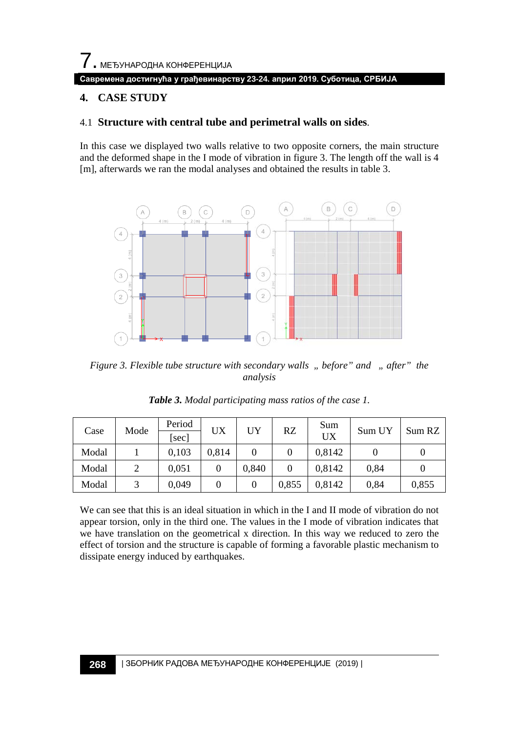## 4. CASE STUDY

### 4.1 Structure with central tube and perimetral walls on sides.

In this case we displayed two walls relative to two opposite corners, the main structure and the deformed shape in the I mode of vibration in figure 3. The length off the wall is 4 [m], afterwards we ran the modal analyses and obtained the results in table 3.

*Figure 3. Flexible tube structure with secondary walls „ before” and „ after” the analysis*

***Table 3.*** *Modal participating mass ratios of the case 1.*

| Case | Mode | Period [sec] | UX | UY | RZ | Sum UX | Sum UY | Sum RZ |
|---|---|---|---|---|---|---|---|---|
| Modal | 1 | 0,103 | 0,814 | 0 | 0 | 0,8142 | 0 | 0 |
| Modal | 2 | 0,051 | 0 | 0,840 | 0 | 0,8142 | 0,84 | 0 |
| Modal | 3 | 0,049 | 0 | 0 | 0,855 | 0,8142 | 0,84 | 0,855 |

We can see that this is an ideal situation in which in the I and II mode of vibration do not appear torsion, only in the third one. The values in the I mode of vibration indicates that we have translation on the geometrical x direction. In this way we reduced to zero the effect of torsion and the structure is capable of forming a favorable plastic mechanism to dissipate energy induced by earthquakes.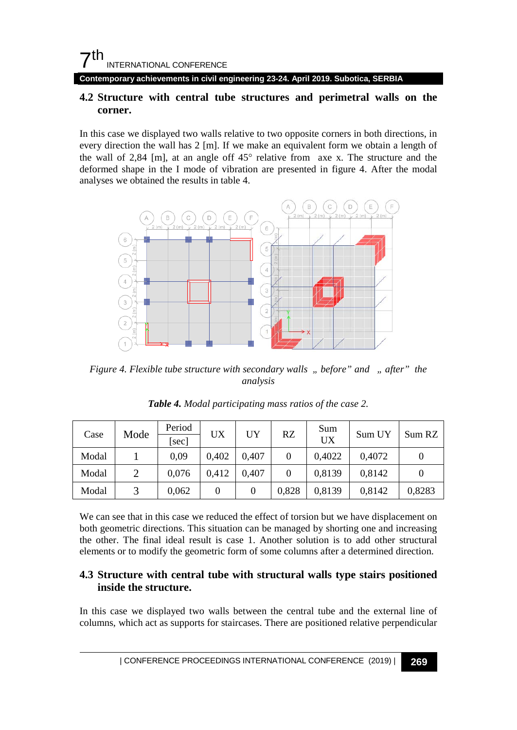### 4.2 Structure with central tube structures and perimetral walls on the corner.

In this case we displayed two walls relative to two opposite corners in both directions, in every direction the wall has 2 [m]. If we make an equivalent form we obtain a length of the wall of 2,84 [m], at an angle off 45° relative from axe x. The structure and the deformed shape in the I mode of vibration are presented in figure 4. After the modal analyses we obtained the results in table 4.

*Figure 4. Flexible tube structure with secondary walls „ before” and „ after” the analysis*

***Table 4.*** *Modal participating mass ratios of the case 2.*

| Case | Mode | Period [sec] | UX | UY | RZ | Sum UX | Sum UY | Sum RZ |
|---|---|---|---|---|---|---|---|---|
| Modal | 1 | 0,09 | 0,402 | 0,407 | 0 | 0,4022 | 0,4072 | 0 |
| Modal | 2 | 0,076 | 0,412 | 0,407 | 0 | 0,8139 | 0,8142 | 0 |
| Modal | 3 | 0,062 | 0 | 0 | 0,828 | 0,8139 | 0,8142 | 0,8283 |

We can see that in this case we reduced the effect of torsion but we have displacement on both geometric directions. This situation can be managed by shorting one and increasing the other. The final ideal result is case 1. Another solution is to add other structural elements or to modify the geometric form of some columns after a determined direction.

### 4.3 Structure with central tube with structural walls type stairs positioned inside the structure.

In this case we displayed two walls between the central tube and the external line of columns, which act as supports for staircases. There are positioned relative perpendicular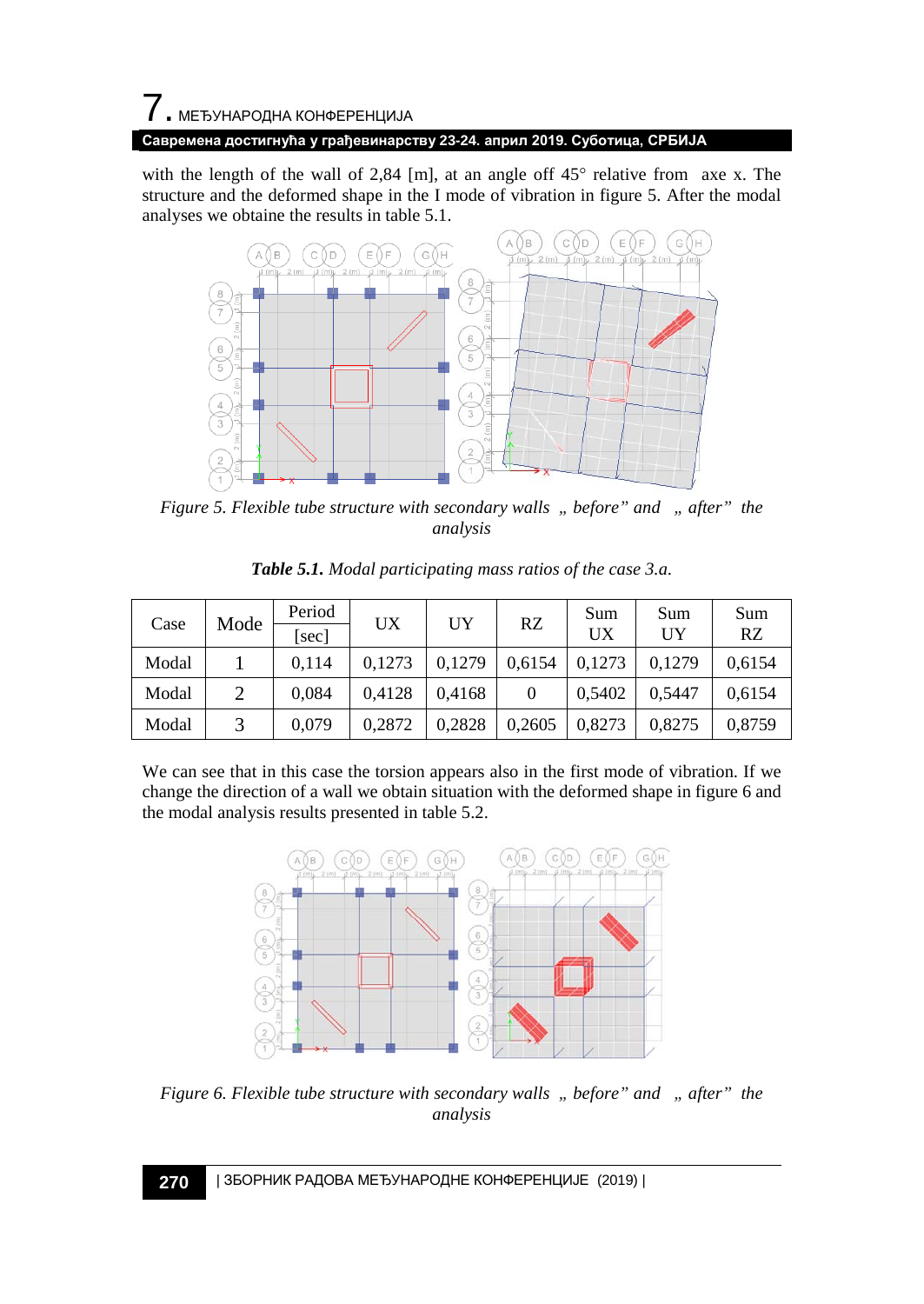with the length of the wall of 2,84 [m], at an angle off 45° relative from axe x. The structure and the deformed shape in the I mode of vibration in figure 5. After the modal analyses we obtaine the results in table 5.1.

*Figure 5. Flexible tube structure with secondary walls „ before" and „ after" the analysis*

***Table 5.1.*** *Modal participating mass ratios of the case 3.a.*

| Case | Mode | Period [sec] | UX | UY | RZ | Sum UX | Sum UY | Sum RZ |
|---|---|---|---|---|---|---|---|---|
| Modal | 1 | 0,114 | 0,1273 | 0,1279 | 0,6154 | 0,1273 | 0,1279 | 0,6154 |
| Modal | 2 | 0,084 | 0,4128 | 0,4168 | 0 | 0,5402 | 0,5447 | 0,6154 |
| Modal | 3 | 0,079 | 0,2872 | 0,2828 | 0,2605 | 0,8273 | 0,8275 | 0,8759 |

We can see that in this case the torsion appears also in the first mode of vibration. If we change the direction of a wall we obtain situation with the deformed shape in figure 6 and the modal analysis results presented in table 5.2.

*Figure 6. Flexible tube structure with secondary walls „ before" and „ after" the analysis*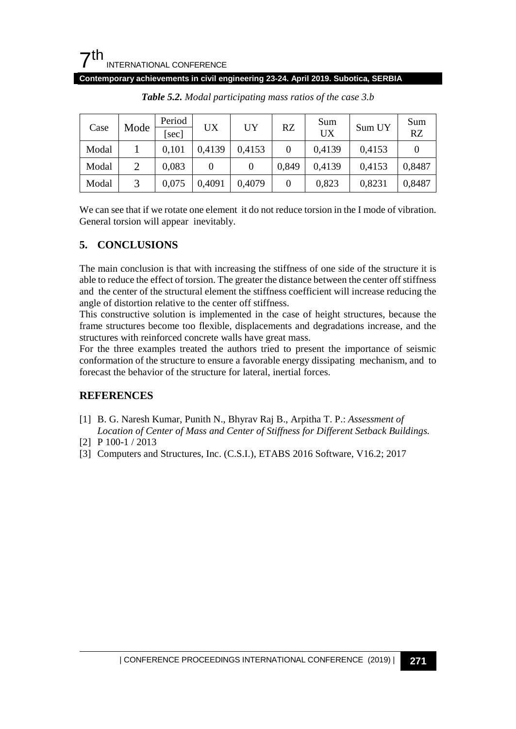***Table 5.2.*** *Modal participating mass ratios of the case 3.b*

| Case | Mode | Period [sec] | UX | UY | RZ | Sum UX | Sum UY | Sum RZ |
|---|---|---|---|---|---|---|---|---|
| Modal | 1 | 0,101 | 0,4139 | 0,4153 | 0 | 0,4139 | 0,4153 | 0 |
| Modal | 2 | 0,083 | 0 | 0 | 0,849 | 0,4139 | 0,4153 | 0,8487 |
| Modal | 3 | 0,075 | 0,4091 | 0,4079 | 0 | 0,823 | 0,8231 | 0,8487 |

We can see that if we rotate one element it do not reduce torsion in the I mode of vibration. General torsion will appear inevitably.

## 5. CONCLUSIONS

The main conclusion is that with increasing the stiffness of one side of the structure it is able to reduce the effect of torsion. The greater the distance between the center off stiffness and the center of the structural element the stiffness coefficient will increase reducing the angle of distortion relative to the center off stiffness.

This constructive solution is implemented in the case of height structures, because the frame structures become too flexible, displacements and degradations increase, and the structures with reinforced concrete walls have great mass.

For the three examples treated the authors tried to present the importance of seismic conformation of the structure to ensure a favorable energy dissipating mechanism, and to forecast the behavior of the structure for lateral, inertial forces.

## REFERENCES

[1] B. G. Naresh Kumar, Punith N., Bhyrav Raj B., Arpitha T. P.: *Assessment of Location of Center of Mass and Center of Stiffness for Different Setback Buildings.*

[2] P 100-1 / 2013

[3] Computers and Structures, Inc. (C.S.I.), ETABS 2016 Software, V16.2; 2017